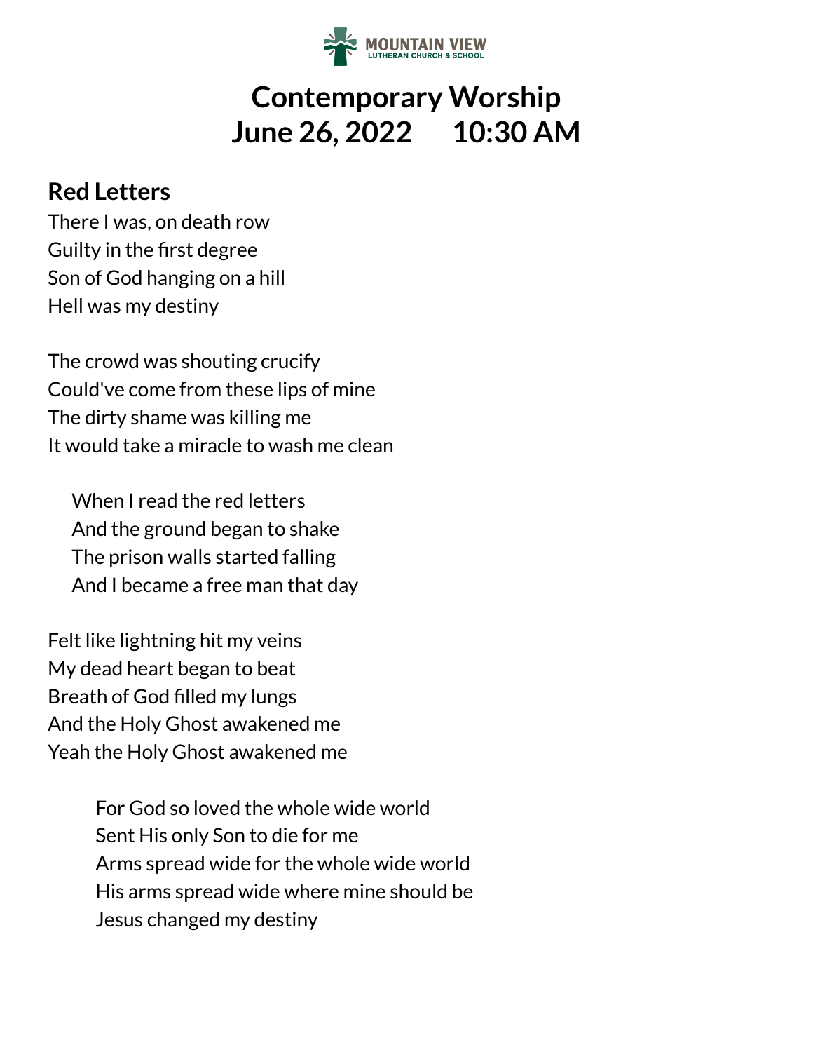MOUNTAIN VIEW
LUTHERAN CHURCH & SCHOOL

# Contemporary Worship
# June 26, 2022 10:30 AM

## Red Letters

There I was, on death row
Guilty in the first degree
Son of God hanging on a hill
Hell was my destiny

The crowd was shouting crucify
Could've come from these lips of mine
The dirty shame was killing me
It would take a miracle to wash me clean

> When I read the red letters
> And the ground began to shake
> The prison walls started falling
> And I became a free man that day

Felt like lightning hit my veins
My dead heart began to beat
Breath of God filled my lungs
And the Holy Ghost awakened me
Yeah the Holy Ghost awakened me

> For God so loved the whole wide world
> Sent His only Son to die for me
> Arms spread wide for the whole wide world
> His arms spread wide where mine should be
> Jesus changed my destiny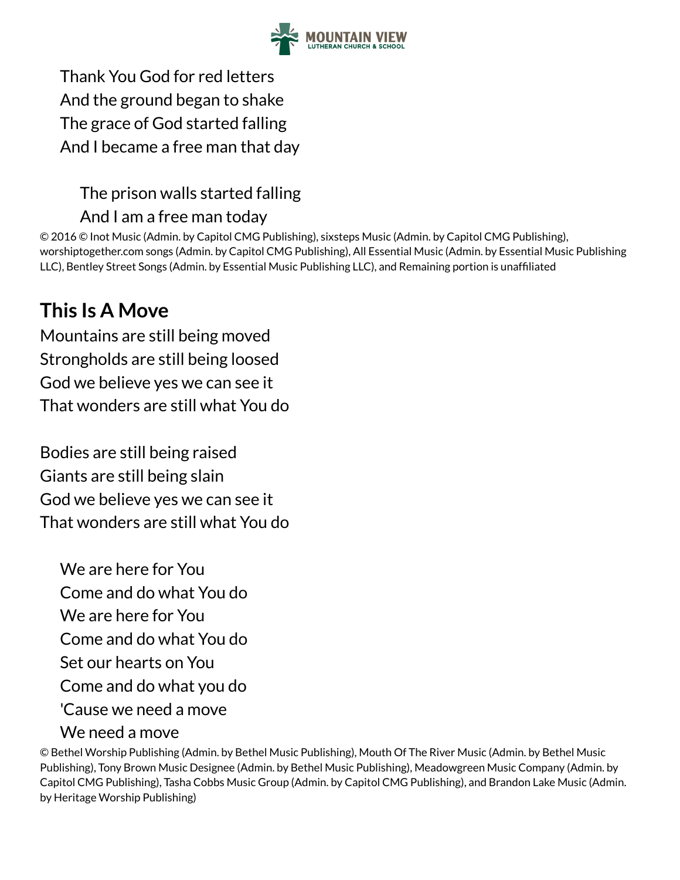Thank You God for red letters
And the ground began to shake
The grace of God started falling
And I became a free man that day

The prison walls started falling
And I am a free man today

© 2016 © Inot Music (Admin. by Capitol CMG Publishing), sixsteps Music (Admin. by Capitol CMG Publishing), worshiptogether.com songs (Admin. by Capitol CMG Publishing), All Essential Music (Admin. by Essential Music Publishing LLC), Bentley Street Songs (Admin. by Essential Music Publishing LLC), and Remaining portion is unaffiliated

## This Is A Move

Mountains are still being moved
Strongholds are still being loosed
God we believe yes we can see it
That wonders are still what You do

Bodies are still being raised
Giants are still being slain
God we believe yes we can see it
That wonders are still what You do

We are here for You
Come and do what You do
We are here for You
Come and do what You do
Set our hearts on You
Come and do what you do
'Cause we need a move
We need a move

© Bethel Worship Publishing (Admin. by Bethel Music Publishing), Mouth Of The River Music (Admin. by Bethel Music Publishing), Tony Brown Music Designee (Admin. by Bethel Music Publishing), Meadowgreen Music Company (Admin. by Capitol CMG Publishing), Tasha Cobbs Music Group (Admin. by Capitol CMG Publishing), and Brandon Lake Music (Admin. by Heritage Worship Publishing)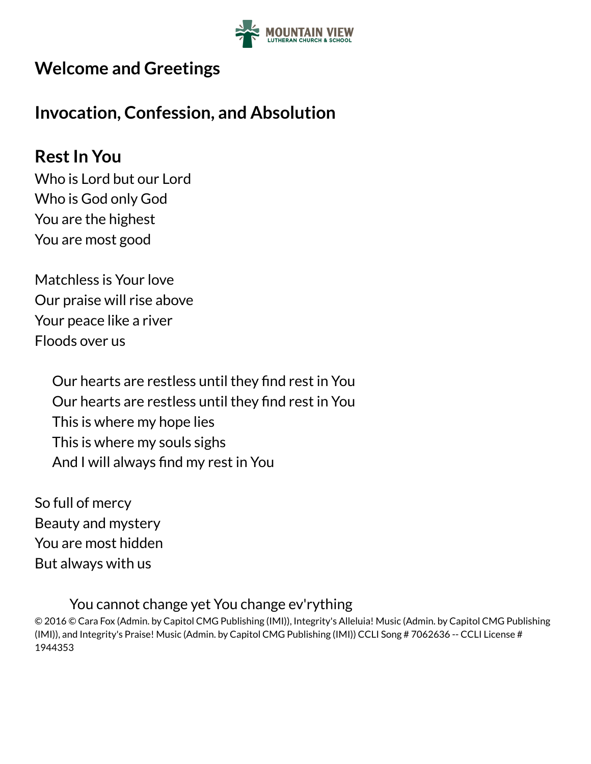## Welcome and Greetings

## Invocation, Confession, and Absolution

## Rest In You

Who is Lord but our Lord
Who is God only God
You are the highest
You are most good

Matchless is Your love
Our praise will rise above
Your peace like a river
Floods over us

Our hearts are restless until they find rest in You
Our hearts are restless until they find rest in You
This is where my hope lies
This is where my souls sighs
And I will always find my rest in You

So full of mercy
Beauty and mystery
You are most hidden
But always with us

You cannot change yet You change ev'rything

© 2016 © Cara Fox (Admin. by Capitol CMG Publishing (IMI)), Integrity's Alleluia! Music (Admin. by Capitol CMG Publishing (IMI)), and Integrity's Praise! Music (Admin. by Capitol CMG Publishing (IMI)) CCLI Song # 7062636 -- CCLI License # 1944353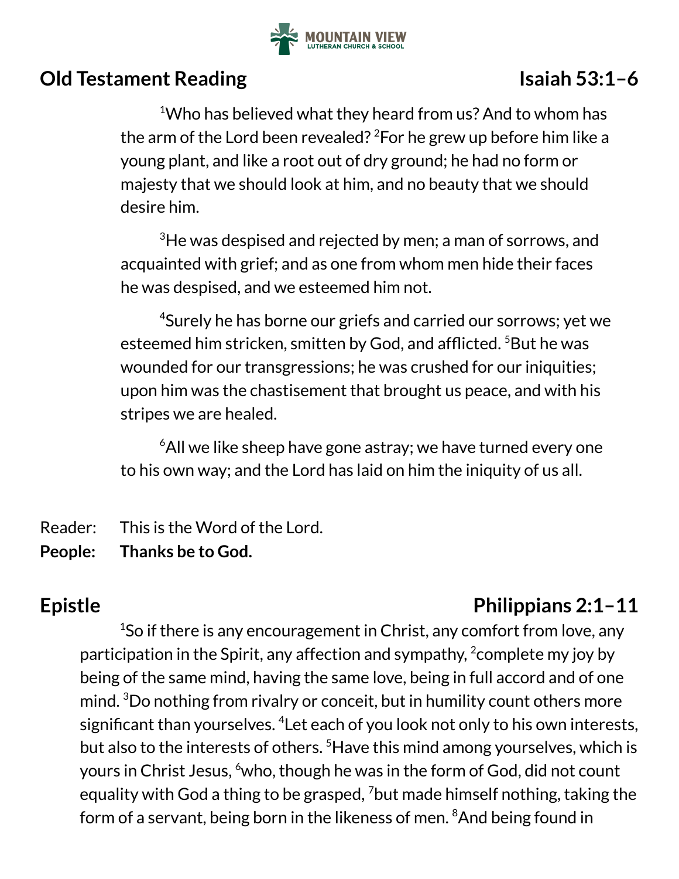## Old Testament Reading — Isaiah 53:1–6

[1]Who has believed what they heard from us? And to whom has the arm of the Lord been revealed? [2]For he grew up before him like a young plant, and like a root out of dry ground; he had no form or majesty that we should look at him, and no beauty that we should desire him.

[3]He was despised and rejected by men; a man of sorrows, and acquainted with grief; and as one from whom men hide their faces he was despised, and we esteemed him not.

[4]Surely he has borne our griefs and carried our sorrows; yet we esteemed him stricken, smitten by God, and afflicted. [5]But he was wounded for our transgressions; he was crushed for our iniquities; upon him was the chastisement that brought us peace, and with his stripes we are healed.

[6]All we like sheep have gone astray; we have turned every one to his own way; and the Lord has laid on him the iniquity of us all.

Reader: This is the Word of the Lord.
**People: Thanks be to God.**

## Epistle — Philippians 2:1–11

[1]So if there is any encouragement in Christ, any comfort from love, any participation in the Spirit, any affection and sympathy, [2]complete my joy by being of the same mind, having the same love, being in full accord and of one mind. [3]Do nothing from rivalry or conceit, but in humility count others more significant than yourselves. [4]Let each of you look not only to his own interests, but also to the interests of others. [5]Have this mind among yourselves, which is yours in Christ Jesus, [6]who, though he was in the form of God, did not count equality with God a thing to be grasped, [7]but made himself nothing, taking the form of a servant, being born in the likeness of men. [8]And being found in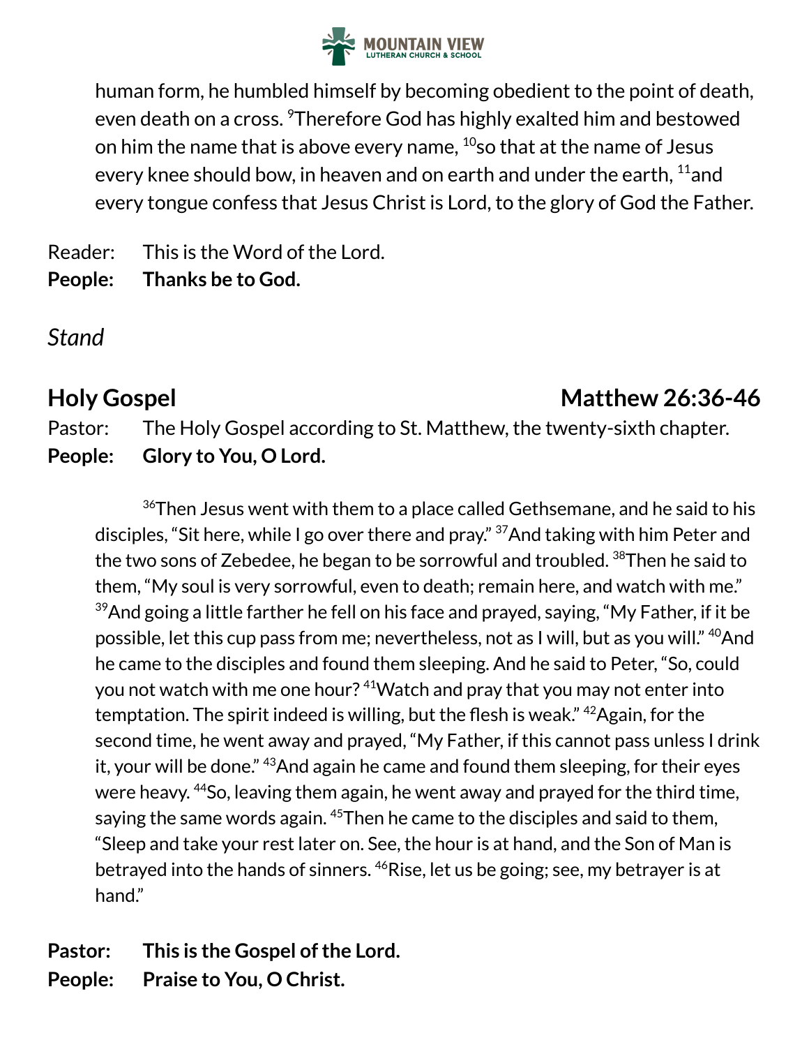human form, he humbled himself by becoming obedient to the point of death, even death on a cross. [9]Therefore God has highly exalted him and bestowed on him the name that is above every name, [10]so that at the name of Jesus every knee should bow, in heaven and on earth and under the earth, [11]and every tongue confess that Jesus Christ is Lord, to the glory of God the Father.

Reader: This is the Word of the Lord.
**People: Thanks be to God.**

*Stand*

## Holy Gospel — Matthew 26:36-46

Pastor: The Holy Gospel according to St. Matthew, the twenty-sixth chapter.
**People: Glory to You, O Lord.**

[36]Then Jesus went with them to a place called Gethsemane, and he said to his disciples, "Sit here, while I go over there and pray." [37]And taking with him Peter and the two sons of Zebedee, he began to be sorrowful and troubled. [38]Then he said to them, "My soul is very sorrowful, even to death; remain here, and watch with me." [39]And going a little farther he fell on his face and prayed, saying, "My Father, if it be possible, let this cup pass from me; nevertheless, not as I will, but as you will." [40]And he came to the disciples and found them sleeping. And he said to Peter, "So, could you not watch with me one hour? [41]Watch and pray that you may not enter into temptation. The spirit indeed is willing, but the flesh is weak." [42]Again, for the second time, he went away and prayed, "My Father, if this cannot pass unless I drink it, your will be done." [43]And again he came and found them sleeping, for their eyes were heavy. [44]So, leaving them again, he went away and prayed for the third time, saying the same words again. [45]Then he came to the disciples and said to them, "Sleep and take your rest later on. See, the hour is at hand, and the Son of Man is betrayed into the hands of sinners. [46]Rise, let us be going; see, my betrayer is at hand."

**Pastor: This is the Gospel of the Lord.**
**People: Praise to You, O Christ.**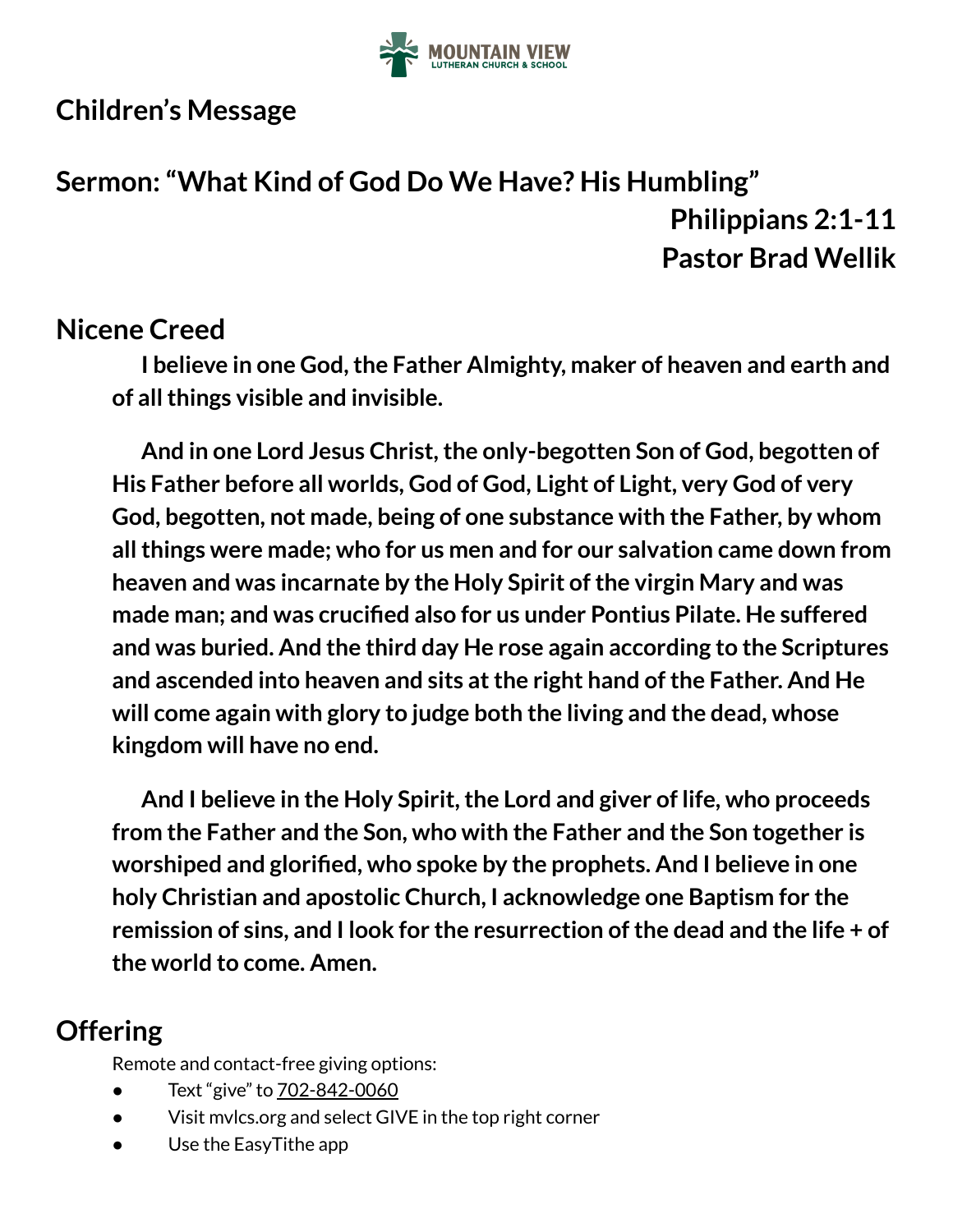## Children's Message

## Sermon: "What Kind of God Do We Have? His Humbling"

**Philippians 2:1-11**
**Pastor Brad Wellik**

## Nicene Creed

**I believe in one God, the Father Almighty, maker of heaven and earth and of all things visible and invisible.**

**And in one Lord Jesus Christ, the only-begotten Son of God, begotten of His Father before all worlds, God of God, Light of Light, very God of very God, begotten, not made, being of one substance with the Father, by whom all things were made; who for us men and for our salvation came down from heaven and was incarnate by the Holy Spirit of the virgin Mary and was made man; and was crucified also for us under Pontius Pilate. He suffered and was buried. And the third day He rose again according to the Scriptures and ascended into heaven and sits at the right hand of the Father. And He will come again with glory to judge both the living and the dead, whose kingdom will have no end.**

**And I believe in the Holy Spirit, the Lord and giver of life, who proceeds from the Father and the Son, who with the Father and the Son together is worshiped and glorified, who spoke by the prophets. And I believe in one holy Christian and apostolic Church, I acknowledge one Baptism for the remission of sins, and I look for the resurrection of the dead and the life + of the world to come. Amen.**

## Offering

Remote and contact-free giving options:

- Text "give" to 702-842-0060
- Visit mvlcs.org and select GIVE in the top right corner
- Use the EasyTithe app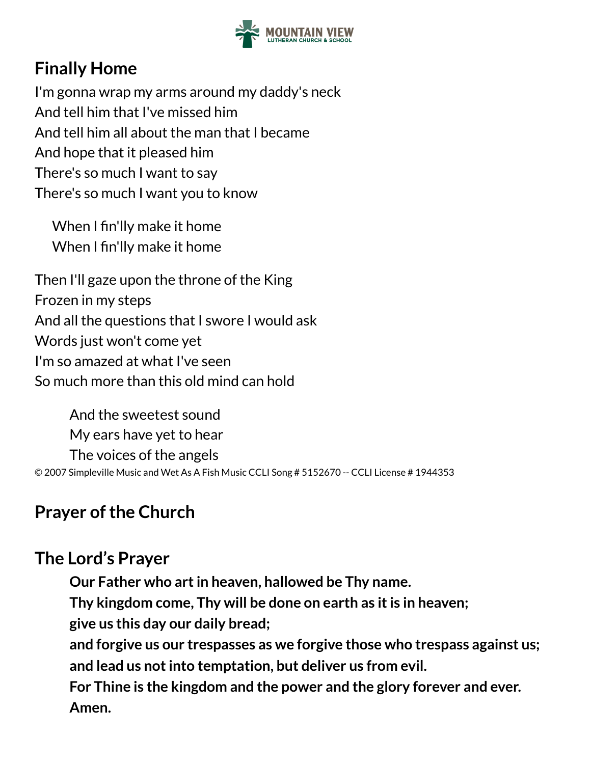## Finally Home

I'm gonna wrap my arms around my daddy's neck
And tell him that I've missed him
And tell him all about the man that I became
And hope that it pleased him
There's so much I want to say
There's so much I want you to know

When I fin'lly make it home
When I fin'lly make it home

Then I'll gaze upon the throne of the King
Frozen in my steps
And all the questions that I swore I would ask
Words just won't come yet
I'm so amazed at what I've seen
So much more than this old mind can hold

And the sweetest sound
My ears have yet to hear
The voices of the angels

© 2007 Simpleville Music and Wet As A Fish Music CCLI Song # 5152670 -- CCLI License # 1944353

## Prayer of the Church

## The Lord's Prayer

**Our Father who art in heaven, hallowed be Thy name.**
**Thy kingdom come, Thy will be done on earth as it is in heaven;**
**give us this day our daily bread;**
**and forgive us our trespasses as we forgive those who trespass against us;**
**and lead us not into temptation, but deliver us from evil.**
**For Thine is the kingdom and the power and the glory forever and ever.**
**Amen.**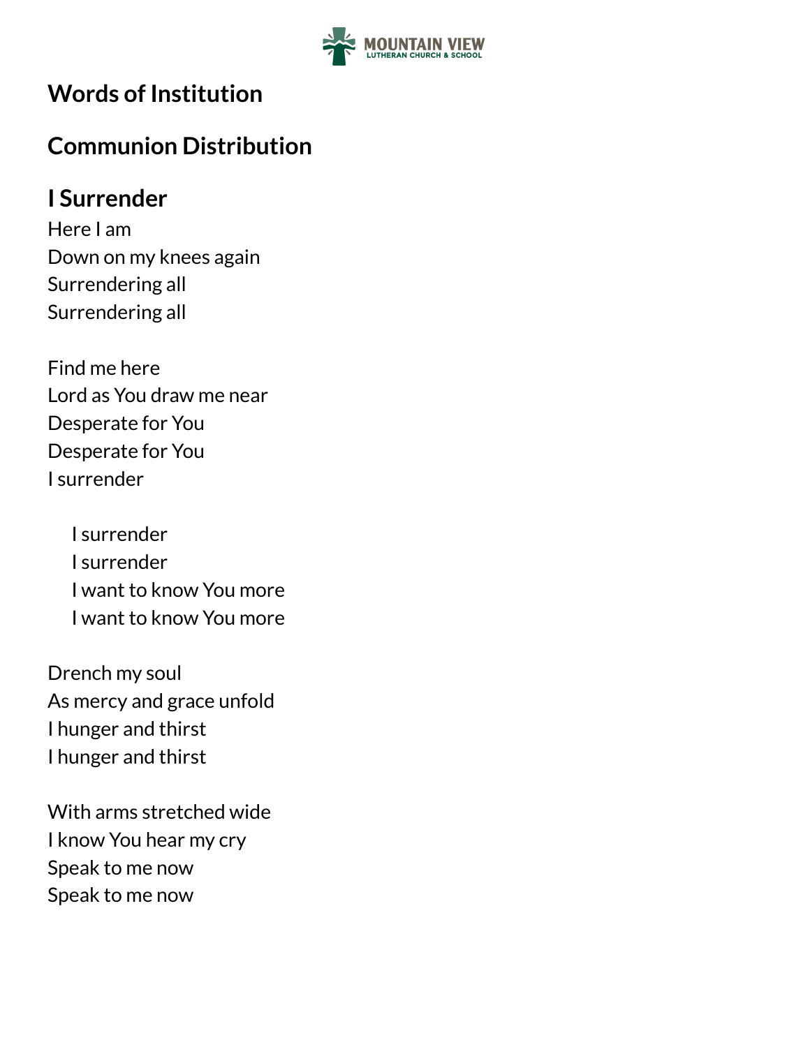## Words of Institution

## Communion Distribution

## I Surrender

Here I am
Down on my knees again
Surrendering all
Surrendering all

Find me here
Lord as You draw me near
Desperate for You
Desperate for You
I surrender

> I surrender
> I surrender
> I want to know You more
> I want to know You more

Drench my soul
As mercy and grace unfold
I hunger and thirst
I hunger and thirst

With arms stretched wide
I know You hear my cry
Speak to me now
Speak to me now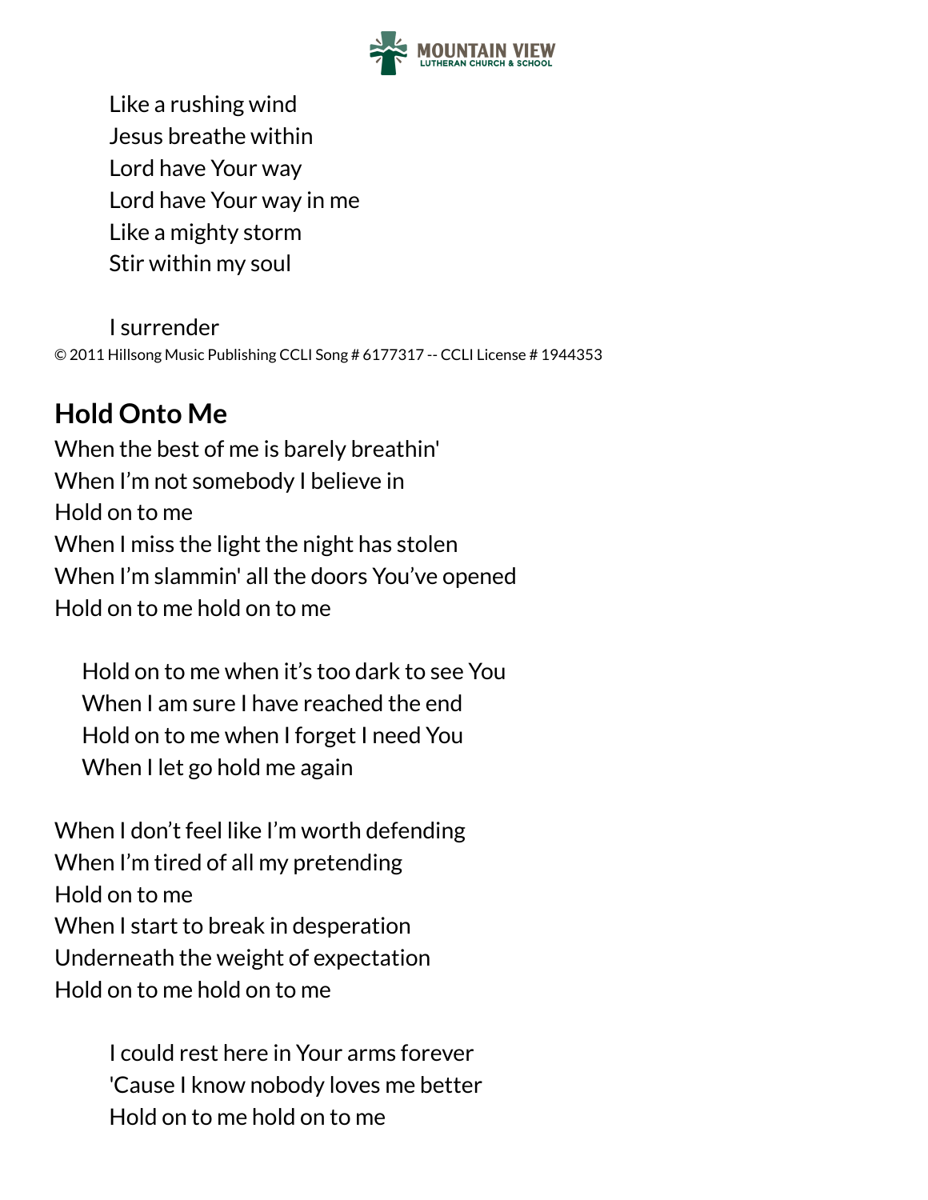Like a rushing wind
Jesus breathe within
Lord have Your way
Lord have Your way in me
Like a mighty storm
Stir within my soul

I surrender

© 2011 Hillsong Music Publishing CCLI Song # 6177317 -- CCLI License # 1944353

## Hold Onto Me

When the best of me is barely breathin'
When I'm not somebody I believe in
Hold on to me
When I miss the light the night has stolen
When I'm slammin' all the doors You've opened
Hold on to me hold on to me

Hold on to me when it's too dark to see You
When I am sure I have reached the end
Hold on to me when I forget I need You
When I let go hold me again

When I don't feel like I'm worth defending
When I'm tired of all my pretending
Hold on to me
When I start to break in desperation
Underneath the weight of expectation
Hold on to me hold on to me

I could rest here in Your arms forever
'Cause I know nobody loves me better
Hold on to me hold on to me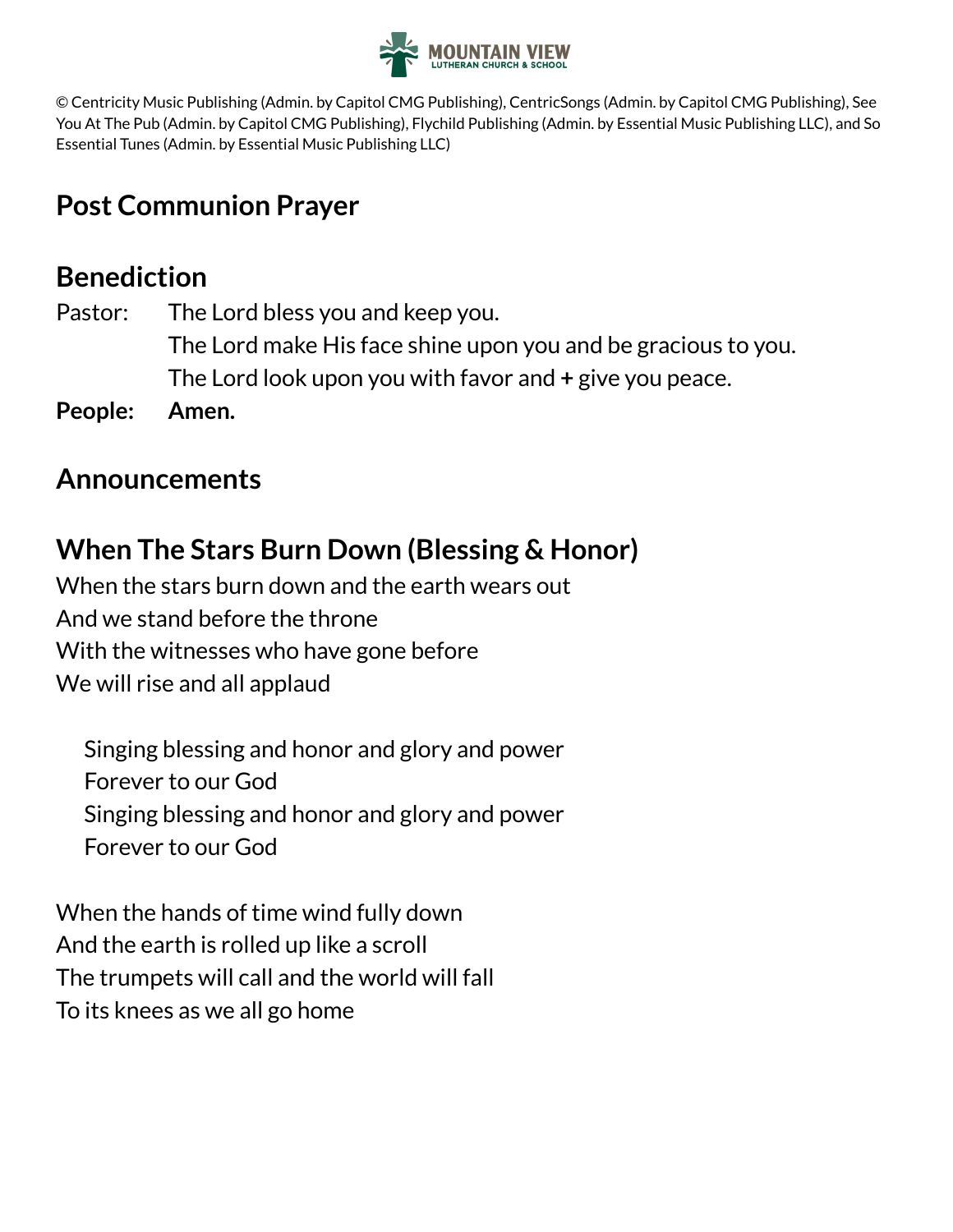© Centricity Music Publishing (Admin. by Capitol CMG Publishing), CentricSongs (Admin. by Capitol CMG Publishing), See You At The Pub (Admin. by Capitol CMG Publishing), Flychild Publishing (Admin. by Essential Music Publishing LLC), and So Essential Tunes (Admin. by Essential Music Publishing LLC)

## Post Communion Prayer

## Benediction

Pastor: The Lord bless you and keep you.
The Lord make His face shine upon you and be gracious to you.
The Lord look upon you with favor and **+** give you peace.

**People: Amen.**

## Announcements

## When The Stars Burn Down (Blessing & Honor)

When the stars burn down and the earth wears out
And we stand before the throne
With the witnesses who have gone before
We will rise and all applaud

Singing blessing and honor and glory and power
Forever to our God
Singing blessing and honor and glory and power
Forever to our God

When the hands of time wind fully down
And the earth is rolled up like a scroll
The trumpets will call and the world will fall
To its knees as we all go home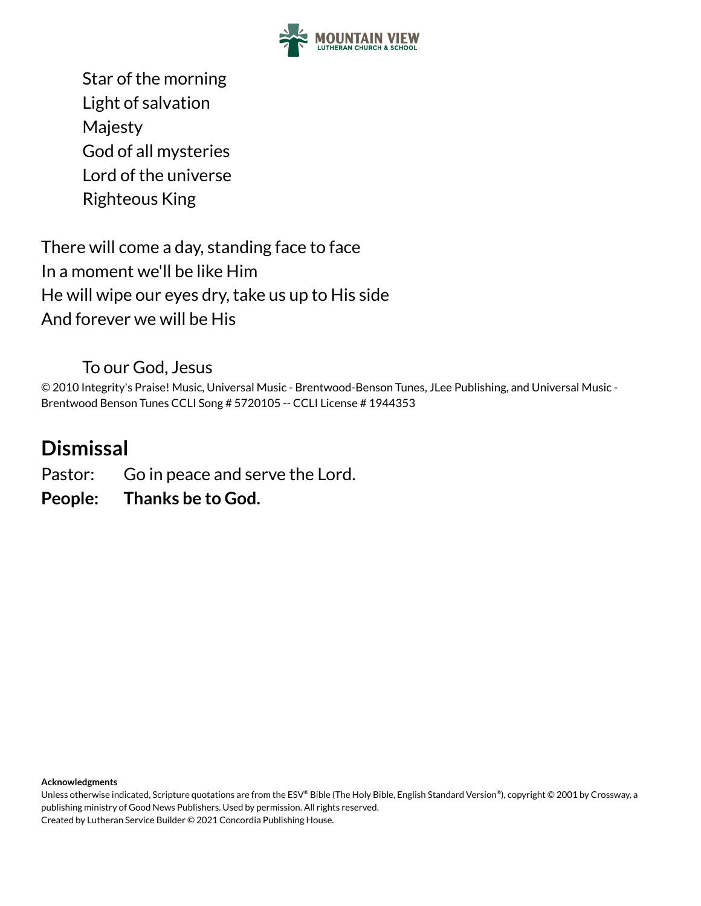Star of the morning
Light of salvation
Majesty
God of all mysteries
Lord of the universe
Righteous King

There will come a day, standing face to face
In a moment we'll be like Him
He will wipe our eyes dry, take us up to His side
And forever we will be His

To our God, Jesus

© 2010 Integrity's Praise! Music, Universal Music - Brentwood-Benson Tunes, JLee Publishing, and Universal Music - Brentwood Benson Tunes CCLI Song # 5720105 -- CCLI License # 1944353

## Dismissal

Pastor: Go in peace and serve the Lord.

**People: Thanks be to God.**

**Acknowledgments**

Unless otherwise indicated, Scripture quotations are from the ESV® Bible (The Holy Bible, English Standard Version®), copyright © 2001 by Crossway, a publishing ministry of Good News Publishers. Used by permission. All rights reserved.

Created by Lutheran Service Builder © 2021 Concordia Publishing House.